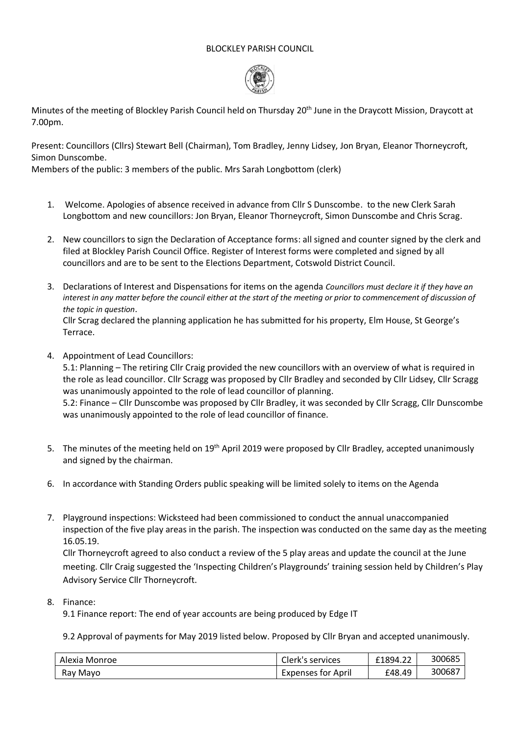BLOCKLEY PARISH COUNCIL

Minutes of the meeting of Blockley Parish Council held on Thursday 20th June in the Draycott Mission, Draycott at 7.00pm.

Present: Councillors (Cllrs) Stewart Bell (Chairman), Tom Bradley, Jenny Lidsey, Jon Bryan, Eleanor Thorneycroft, Simon Dunscombe.

Members of the public: 3 members of the public. Mrs Sarah Longbottom (clerk)

1. Welcome. Apologies of absence received in advance from Cllr S Dunscombe. to the new Clerk Sarah Longbottom and new councillors: Jon Bryan, Eleanor Thorneycroft, Simon Dunscombe and Chris Scrag.

2. New councillors to sign the Declaration of Acceptance forms: all signed and counter signed by the clerk and filed at Blockley Parish Council Office. Register of Interest forms were completed and signed by all councillors and are to be sent to the Elections Department, Cotswold District Council.

3. Declarations of Interest and Dispensations for items on the agenda *Councillors must declare it if they have an interest in any matter before the council either at the start of the meeting or prior to commencement of discussion of the topic in question*.
   Cllr Scrag declared the planning application he has submitted for his property, Elm House, St George's Terrace.

4. Appointment of Lead Councillors:
   5.1: Planning – The retiring Cllr Craig provided the new councillors with an overview of what is required in the role as lead councillor. Cllr Scragg was proposed by Cllr Bradley and seconded by Cllr Lidsey, Cllr Scragg was unanimously appointed to the role of lead councillor of planning.
   5.2: Finance – Cllr Dunscombe was proposed by Cllr Bradley, it was seconded by Cllr Scragg, Cllr Dunscombe was unanimously appointed to the role of lead councillor of finance.

5. The minutes of the meeting held on 19th April 2019 were proposed by Cllr Bradley, accepted unanimously and signed by the chairman.

6. In accordance with Standing Orders public speaking will be limited solely to items on the Agenda

7. Playground inspections: Wicksteed had been commissioned to conduct the annual unaccompanied inspection of the five play areas in the parish. The inspection was conducted on the same day as the meeting 16.05.19.
   Cllr Thorneycroft agreed to also conduct a review of the 5 play areas and update the council at the June meeting. Cllr Craig suggested the 'Inspecting Children's Playgrounds' training session held by Children's Play Advisory Service Cllr Thorneycroft.

8. Finance:
   9.1 Finance report: The end of year accounts are being produced by Edge IT

   9.2 Approval of payments for May 2019 listed below. Proposed by Cllr Bryan and accepted unanimously.

| | | | |
|---|---|---|---|
| Alexia Monroe | Clerk's services | £1894.22 | 300685 |
| Ray Mayo | Expenses for April | £48.49 | 300687 |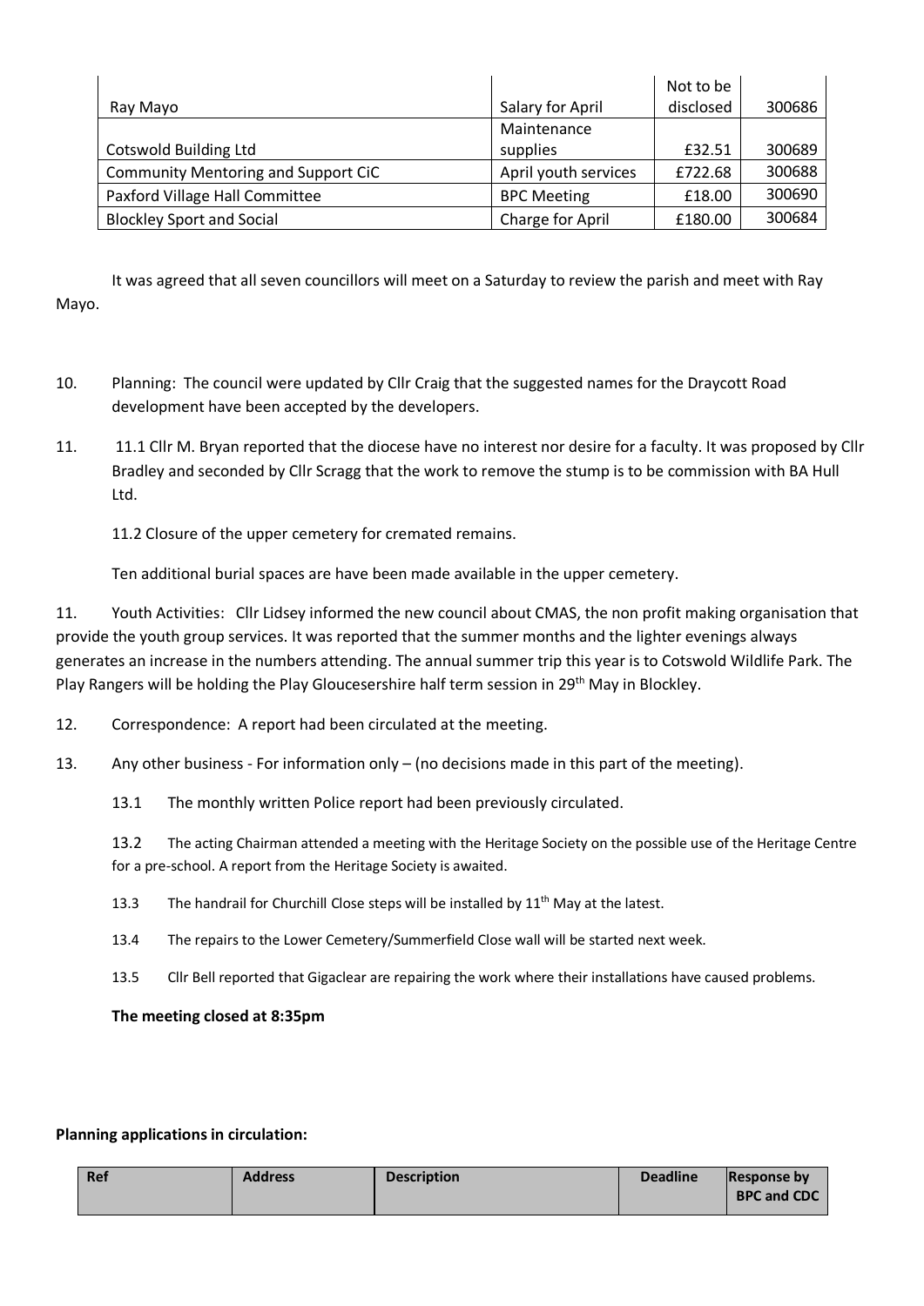| | | | |
|---|---|---|---|
| Ray Mayo | Salary for April | Not to be disclosed | 300686 |
| Cotswold Building Ltd | Maintenance supplies | £32.51 | 300689 |
| Community Mentoring and Support CiC | April youth services | £722.68 | 300688 |
| Paxford Village Hall Committee | BPC Meeting | £18.00 | 300690 |
| Blockley Sport and Social | Charge for April | £180.00 | 300684 |

It was agreed that all seven councillors will meet on a Saturday to review the parish and meet with Ray Mayo.

10. Planning: The council were updated by Cllr Craig that the suggested names for the Draycott Road development have been accepted by the developers.

11. 11.1 Cllr M. Bryan reported that the diocese have no interest nor desire for a faculty. It was proposed by Cllr Bradley and seconded by Cllr Scragg that the work to remove the stump is to be commission with BA Hull Ltd.

    11.2 Closure of the upper cemetery for cremated remains.

    Ten additional burial spaces are have been made available in the upper cemetery.

11. Youth Activities: Cllr Lidsey informed the new council about CMAS, the non profit making organisation that provide the youth group services. It was reported that the summer months and the lighter evenings always generates an increase in the numbers attending. The annual summer trip this year is to Cotswold Wildlife Park. The Play Rangers will be holding the Play Gloucesershire half term session in 29th May in Blockley.

12. Correspondence: A report had been circulated at the meeting.

13. Any other business - For information only – (no decisions made in this part of the meeting).

    13.1 The monthly written Police report had been previously circulated.

    13.2 The acting Chairman attended a meeting with the Heritage Society on the possible use of the Heritage Centre for a pre-school. A report from the Heritage Society is awaited.

    13.3 The handrail for Churchill Close steps will be installed by 11th May at the latest.

    13.4 The repairs to the Lower Cemetery/Summerfield Close wall will be started next week.

    13.5 Cllr Bell reported that Gigaclear are repairing the work where their installations have caused problems.

**The meeting closed at 8:35pm**

**Planning applications in circulation:**

| Ref | Address | Description | Deadline | Response by BPC and CDC |
|---|---|---|---|---|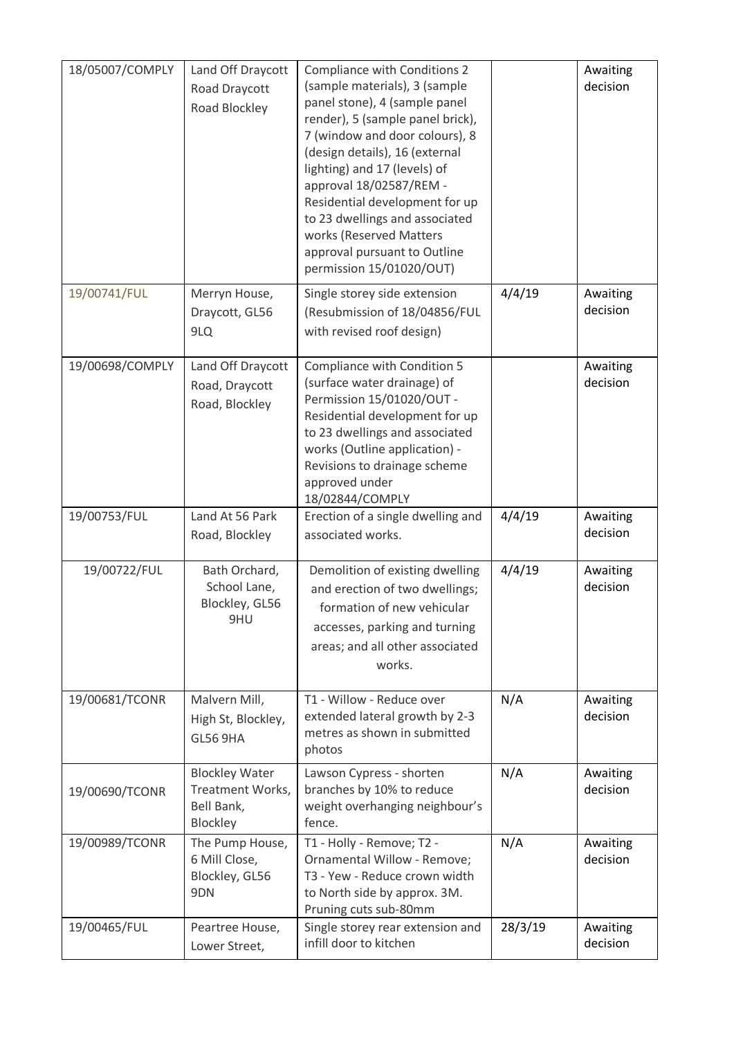| | | | | |
|---|---|---|---|---|
| 18/05007/COMPLY | Land Off Draycott Road Draycott Road Blockley | Compliance with Conditions 2 (sample materials), 3 (sample panel stone), 4 (sample panel render), 5 (sample panel brick), 7 (window and door colours), 8 (design details), 16 (external lighting) and 17 (levels) of approval 18/02587/REM - Residential development for up to 23 dwellings and associated works (Reserved Matters approval pursuant to Outline permission 15/01020/OUT) | | Awaiting decision |
| 19/00741/FUL | Merryn House, Draycott, GL56 9LQ | Single storey side extension (Resubmission of 18/04856/FUL with revised roof design) | 4/4/19 | Awaiting decision |
| 19/00698/COMPLY | Land Off Draycott Road, Draycott Road, Blockley | Compliance with Condition 5 (surface water drainage) of Permission 15/01020/OUT - Residential development for up to 23 dwellings and associated works (Outline application) - Revisions to drainage scheme approved under 18/02844/COMPLY | | Awaiting decision |
| 19/00753/FUL | Land At 56 Park Road, Blockley | Erection of a single dwelling and associated works. | 4/4/19 | Awaiting decision |
| 19/00722/FUL | Bath Orchard, School Lane, Blockley, GL56 9HU | Demolition of existing dwelling and erection of two dwellings; formation of new vehicular accesses, parking and turning areas; and all other associated works. | 4/4/19 | Awaiting decision |
| 19/00681/TCONR | Malvern Mill, High St, Blockley, GL56 9HA | T1 - Willow - Reduce over extended lateral growth by 2-3 metres as shown in submitted photos | N/A | Awaiting decision |
| 19/00690/TCONR | Blockley Water Treatment Works, Bell Bank, Blockley | Lawson Cypress - shorten branches by 10% to reduce weight overhanging neighbour's fence. | N/A | Awaiting decision |
| 19/00989/TCONR | The Pump House, 6 Mill Close, Blockley, GL56 9DN | T1 - Holly - Remove; T2 - Ornamental Willow - Remove; T3 - Yew - Reduce crown width to North side by approx. 3M. Pruning cuts sub-80mm | N/A | Awaiting decision |
| 19/00465/FUL | Peartree House, Lower Street, | Single storey rear extension and infill door to kitchen | 28/3/19 | Awaiting decision |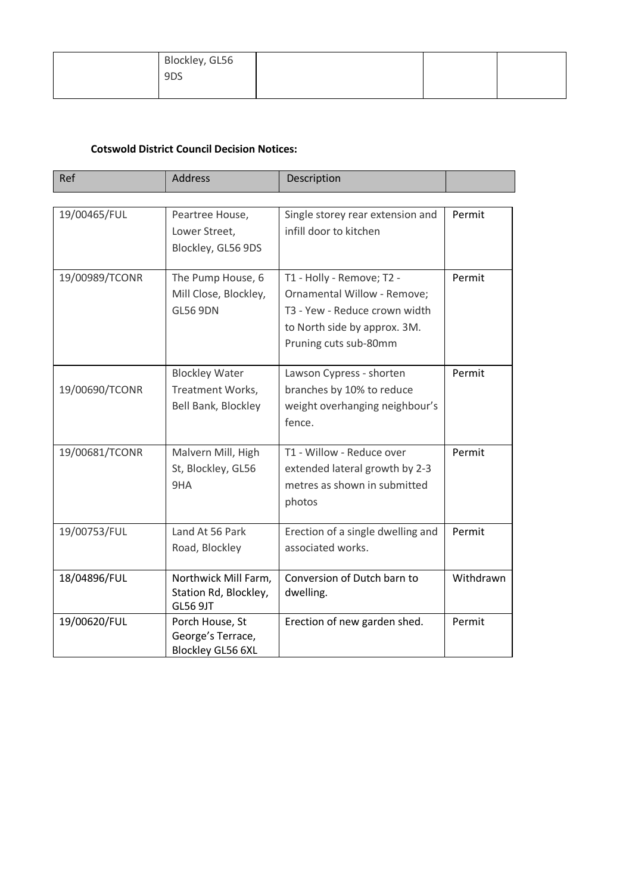| | | | | |
|---|---|---|---|---|
| | Blockley, GL56 9DS | | | |

**Cotswold District Council Decision Notices:**

| Ref | Address | Description | |
|---|---|---|---|
| 19/00465/FUL | Peartree House, Lower Street, Blockley, GL56 9DS | Single storey rear extension and infill door to kitchen | Permit |
| 19/00989/TCONR | The Pump House, 6 Mill Close, Blockley, GL56 9DN | T1 - Holly - Remove; T2 - Ornamental Willow - Remove; T3 - Yew - Reduce crown width to North side by approx. 3M. Pruning cuts sub-80mm | Permit |
| 19/00690/TCONR | Blockley Water Treatment Works, Bell Bank, Blockley | Lawson Cypress - shorten branches by 10% to reduce weight overhanging neighbour's fence. | Permit |
| 19/00681/TCONR | Malvern Mill, High St, Blockley, GL56 9HA | T1 - Willow - Reduce over extended lateral growth by 2-3 metres as shown in submitted photos | Permit |
| 19/00753/FUL | Land At 56 Park Road, Blockley | Erection of a single dwelling and associated works. | Permit |
| 18/04896/FUL | Northwick Mill Farm, Station Rd, Blockley, GL56 9JT | Conversion of Dutch barn to dwelling. | Withdrawn |
| 19/00620/FUL | Porch House, St George's Terrace, Blockley GL56 6XL | Erection of new garden shed. | Permit |